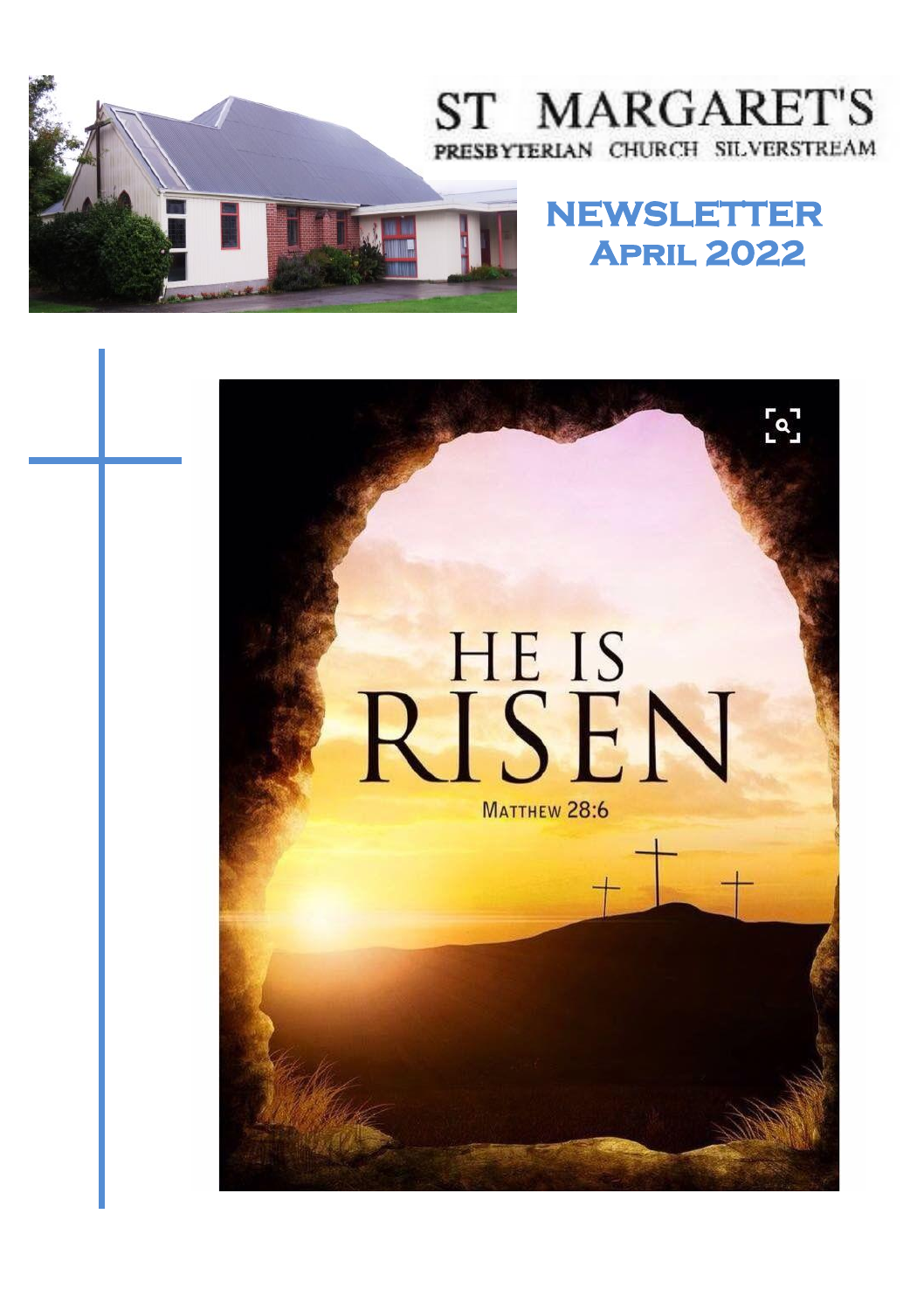# ST MARGARET'S

PRESBYTERIAN CHURCH SILVERSTREAM

## NEWSLETTER
## April 2022

HE IS RISEN

Matthew 28:6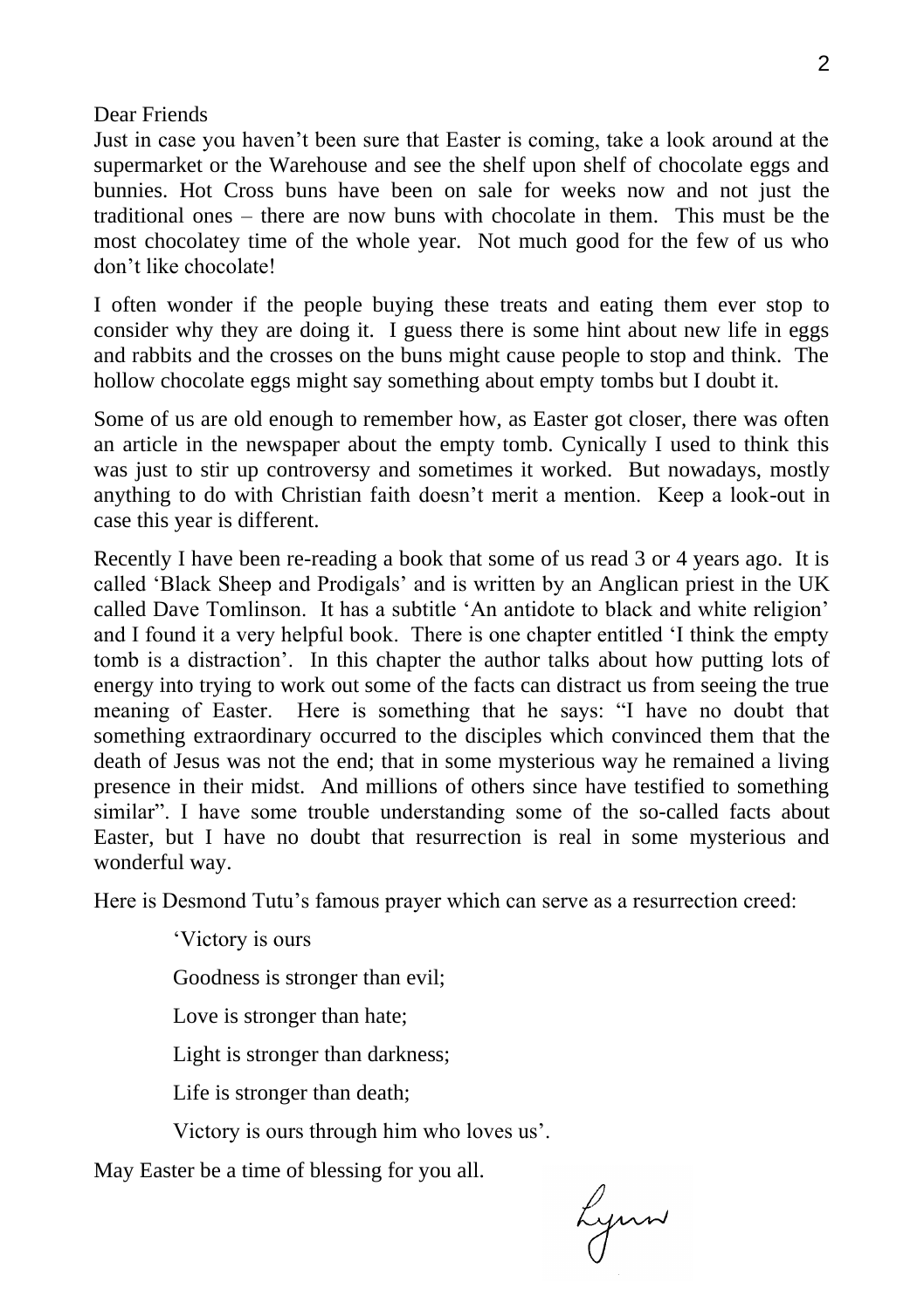Dear Friends

Just in case you haven't been sure that Easter is coming, take a look around at the supermarket or the Warehouse and see the shelf upon shelf of chocolate eggs and bunnies. Hot Cross buns have been on sale for weeks now and not just the traditional ones – there are now buns with chocolate in them. This must be the most chocolatey time of the whole year. Not much good for the few of us who don't like chocolate!

I often wonder if the people buying these treats and eating them ever stop to consider why they are doing it. I guess there is some hint about new life in eggs and rabbits and the crosses on the buns might cause people to stop and think. The hollow chocolate eggs might say something about empty tombs but I doubt it.

Some of us are old enough to remember how, as Easter got closer, there was often an article in the newspaper about the empty tomb. Cynically I used to think this was just to stir up controversy and sometimes it worked. But nowadays, mostly anything to do with Christian faith doesn't merit a mention. Keep a look-out in case this year is different.

Recently I have been re-reading a book that some of us read 3 or 4 years ago. It is called 'Black Sheep and Prodigals' and is written by an Anglican priest in the UK called Dave Tomlinson. It has a subtitle 'An antidote to black and white religion' and I found it a very helpful book. There is one chapter entitled 'I think the empty tomb is a distraction'. In this chapter the author talks about how putting lots of energy into trying to work out some of the facts can distract us from seeing the true meaning of Easter. Here is something that he says: "I have no doubt that something extraordinary occurred to the disciples which convinced them that the death of Jesus was not the end; that in some mysterious way he remained a living presence in their midst. And millions of others since have testified to something similar". I have some trouble understanding some of the so-called facts about Easter, but I have no doubt that resurrection is real in some mysterious and wonderful way.

Here is Desmond Tutu's famous prayer which can serve as a resurrection creed:

> 'Victory is ours
>
> Goodness is stronger than evil;
>
> Love is stronger than hate;
>
> Light is stronger than darkness;
>
> Life is stronger than death;
>
> Victory is ours through him who loves us'.

May Easter be a time of blessing for you all.

Lynn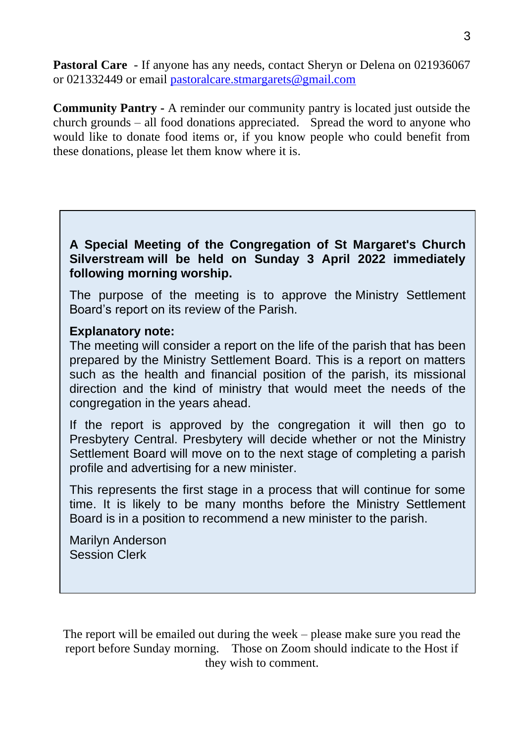**Pastoral Care** - If anyone has any needs, contact Sheryn or Delena on 021936067 or 021332449 or email pastoralcare.stmargarets@gmail.com

**Community Pantry** - A reminder our community pantry is located just outside the church grounds – all food donations appreciated. Spread the word to anyone who would like to donate food items or, if you know people who could benefit from these donations, please let them know where it is.

**A Special Meeting of the Congregation of St Margaret's Church Silverstream will be held on Sunday 3 April 2022 immediately following morning worship.**

The purpose of the meeting is to approve the Ministry Settlement Board's report on its review of the Parish.

**Explanatory note:**
The meeting will consider a report on the life of the parish that has been prepared by the Ministry Settlement Board. This is a report on matters such as the health and financial position of the parish, its missional direction and the kind of ministry that would meet the needs of the congregation in the years ahead.

If the report is approved by the congregation it will then go to Presbytery Central. Presbytery will decide whether or not the Ministry Settlement Board will move on to the next stage of completing a parish profile and advertising for a new minister.

This represents the first stage in a process that will continue for some time. It is likely to be many months before the Ministry Settlement Board is in a position to recommend a new minister to the parish.

Marilyn Anderson
Session Clerk

The report will be emailed out during the week – please make sure you read the report before Sunday morning. Those on Zoom should indicate to the Host if they wish to comment.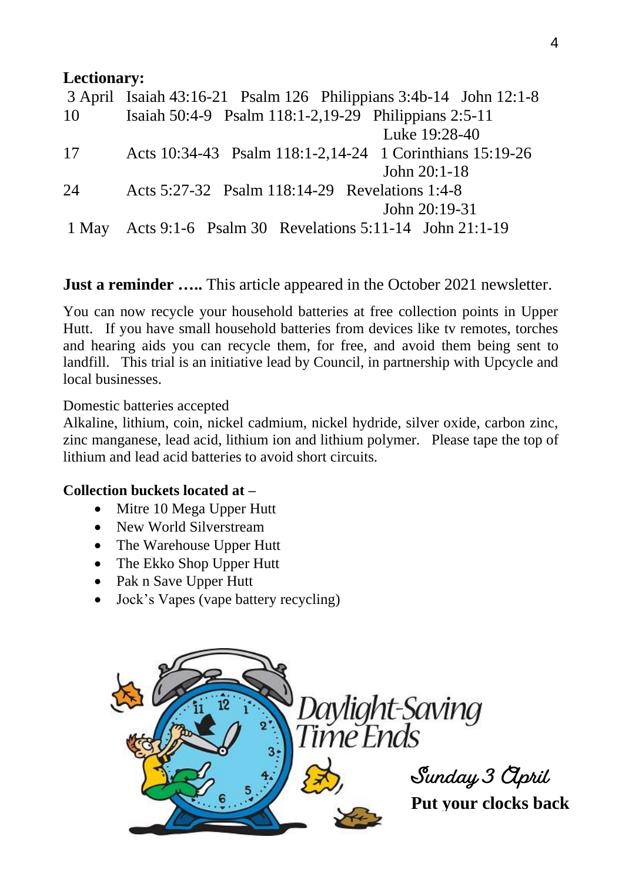**Lectionary:**

| | | | | |
|---|---|---|---|---|
| 3 April | Isaiah 43:16-21 | Psalm 126 | Philippians 3:4b-14 | John 12:1-8 |
| 10 | Isaiah 50:4-9 | Psalm 118:1-2,19-29 | Philippians 2:5-11 | Luke 19:28-40 |
| 17 | Acts 10:34-43 | Psalm 118:1-2,14-24 | 1 Corinthians 15:19-26 | John 20:1-18 |
| 24 | Acts 5:27-32 | Psalm 118:14-29 | Revelations 1:4-8 | John 20:19-31 |
| 1 May | Acts 9:1-6 | Psalm 30 | Revelations 5:11-14 | John 21:1-19 |

**Just a reminder …..** This article appeared in the October 2021 newsletter.

You can now recycle your household batteries at free collection points in Upper Hutt. If you have small household batteries from devices like tv remotes, torches and hearing aids you can recycle them, for free, and avoid them being sent to landfill. This trial is an initiative lead by Council, in partnership with Upcycle and local businesses.

Domestic batteries accepted
Alkaline, lithium, coin, nickel cadmium, nickel hydride, silver oxide, carbon zinc, zinc manganese, lead acid, lithium ion and lithium polymer. Please tape the top of lithium and lead acid batteries to avoid short circuits.

**Collection buckets located at –**

- Mitre 10 Mega Upper Hutt
- New World Silverstream
- The Warehouse Upper Hutt
- The Ekko Shop Upper Hutt
- Pak n Save Upper Hutt
- Jock's Vapes (vape battery recycling)

Daylight-Saving Time Ends

*Sunday 3 April*

**Put your clocks back**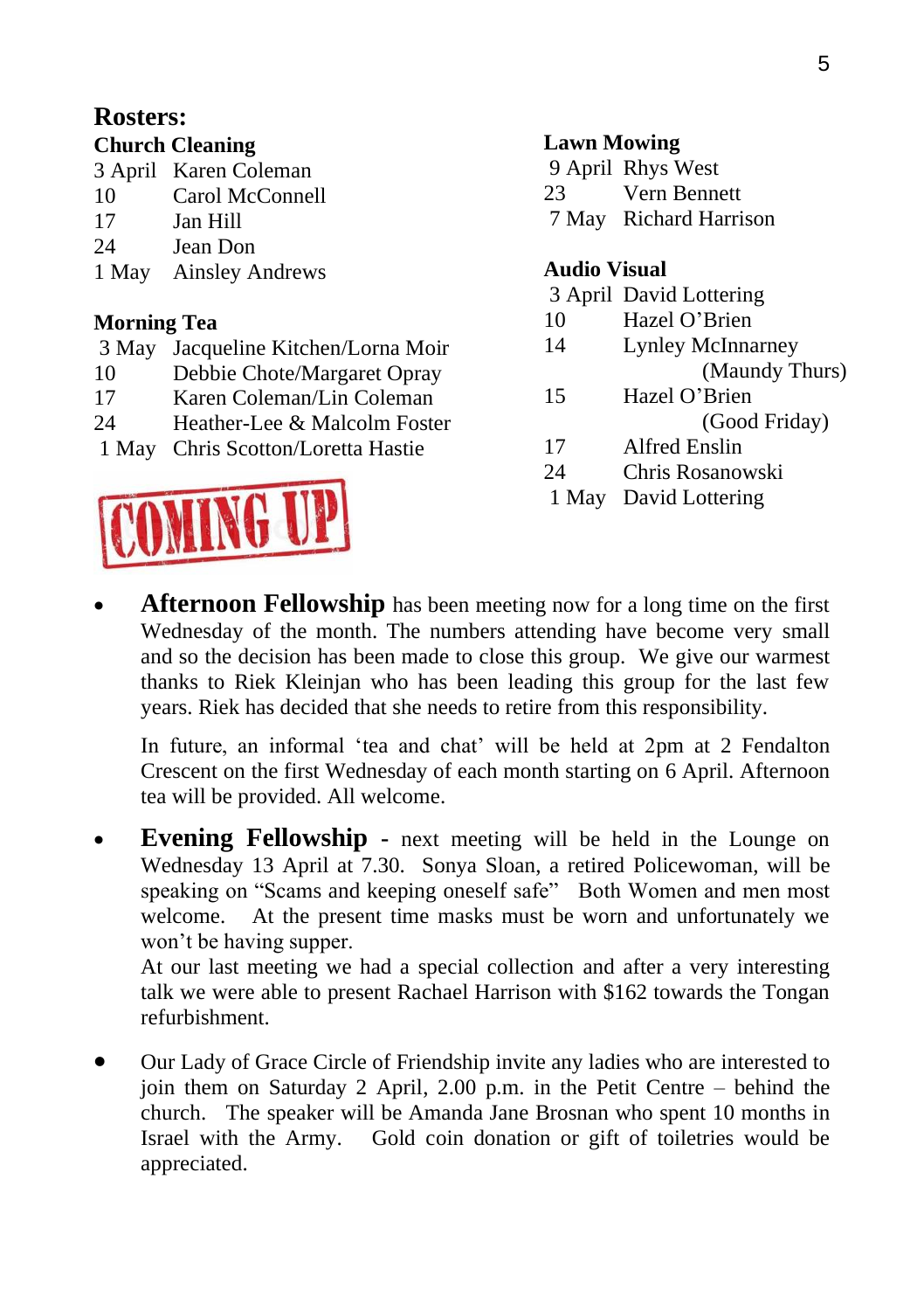# Rosters:

## Church Cleaning

| | |
|---|---|
| 3 April | Karen Coleman |
| 10 | Carol McConnell |
| 17 | Jan Hill |
| 24 | Jean Don |
| 1 May | Ainsley Andrews |

## Morning Tea

| | |
|---|---|
| 3 May | Jacqueline Kitchen/Lorna Moir |
| 10 | Debbie Chote/Margaret Opray |
| 17 | Karen Coleman/Lin Coleman |
| 24 | Heather-Lee & Malcolm Foster |
| 1 May | Chris Scotton/Loretta Hastie |

## Lawn Mowing

| | |
|---|---|
| 9 April | Rhys West |
| 23 | Vern Bennett |
| 7 May | Richard Harrison |

## Audio Visual

| | |
|---|---|
| 3 April | David Lottering |
| 10 | Hazel O'Brien |
| 14 | Lynley McInnarney (Maundy Thurs) |
| 15 | Hazel O'Brien (Good Friday) |
| 17 | Alfred Enslin |
| 24 | Chris Rosanowski |
| 1 May | David Lottering |

# COMING UP

- **Afternoon Fellowship** has been meeting now for a long time on the first Wednesday of the month. The numbers attending have become very small and so the decision has been made to close this group. We give our warmest thanks to Riek Kleinjan who has been leading this group for the last few years. Riek has decided that she needs to retire from this responsibility.

  In future, an informal 'tea and chat' will be held at 2pm at 2 Fendalton Crescent on the first Wednesday of each month starting on 6 April. Afternoon tea will be provided. All welcome.

- **Evening Fellowship** - next meeting will be held in the Lounge on Wednesday 13 April at 7.30. Sonya Sloan, a retired Policewoman, will be speaking on "Scams and keeping oneself safe" Both Women and men most welcome. At the present time masks must be worn and unfortunately we won't be having supper.
  At our last meeting we had a special collection and after a very interesting talk we were able to present Rachael Harrison with $162 towards the Tongan refurbishment.

- Our Lady of Grace Circle of Friendship invite any ladies who are interested to join them on Saturday 2 April, 2.00 p.m. in the Petit Centre – behind the church. The speaker will be Amanda Jane Brosnan who spent 10 months in Israel with the Army. Gold coin donation or gift of toiletries would be appreciated.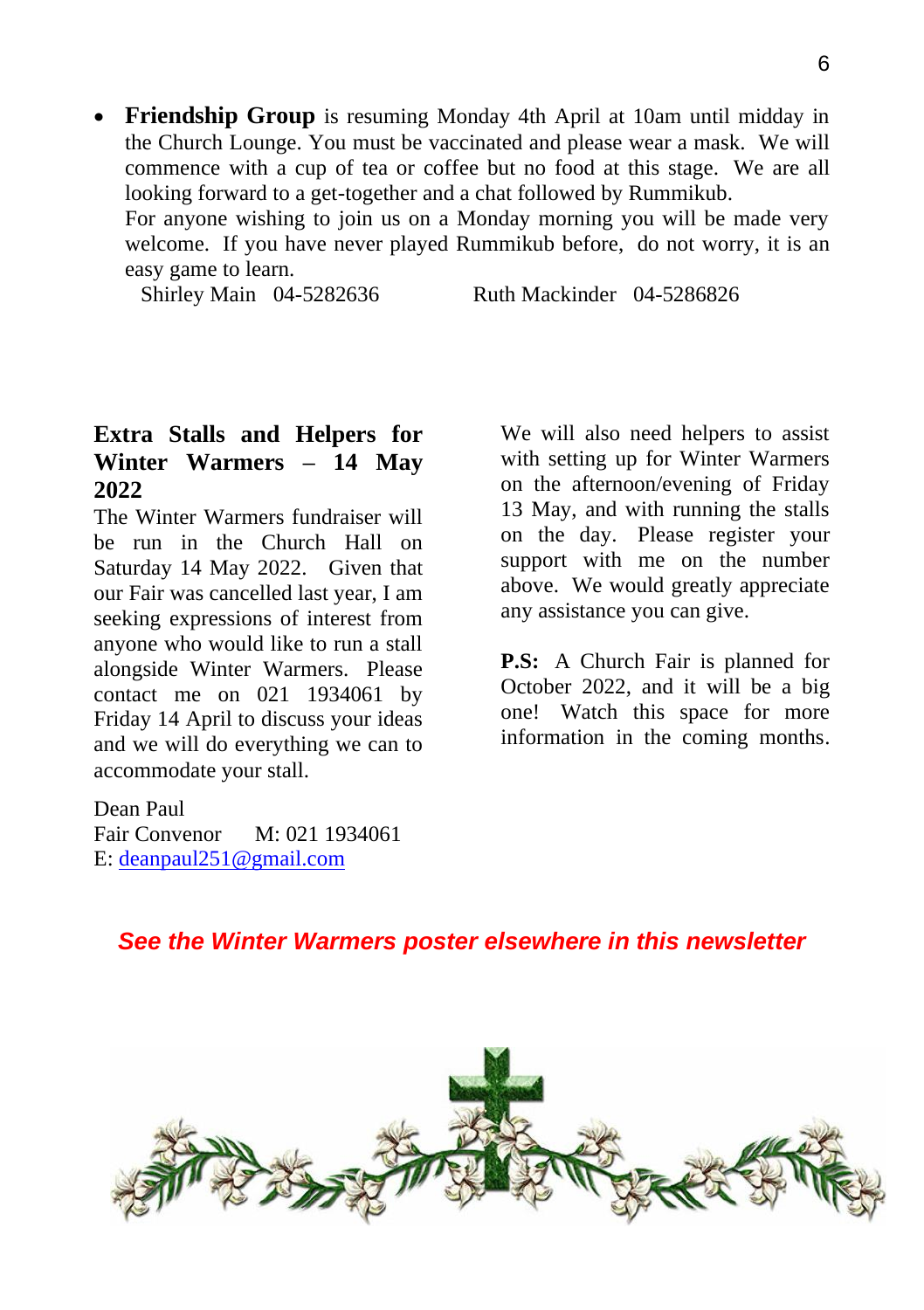- **Friendship Group** is resuming Monday 4th April at 10am until midday in the Church Lounge. You must be vaccinated and please wear a mask. We will commence with a cup of tea or coffee but no food at this stage. We are all looking forward to a get-together and a chat followed by Rummikub.

  For anyone wishing to join us on a Monday morning you will be made very welcome. If you have never played Rummikub before, do not worry, it is an easy game to learn.

  Shirley Main 04-5282636 Ruth Mackinder 04-5286826

## Extra Stalls and Helpers for Winter Warmers – 14 May 2022

The Winter Warmers fundraiser will be run in the Church Hall on Saturday 14 May 2022. Given that our Fair was cancelled last year, I am seeking expressions of interest from anyone who would like to run a stall alongside Winter Warmers. Please contact me on 021 1934061 by Friday 14 April to discuss your ideas and we will do everything we can to accommodate your stall.

Dean Paul
Fair Convenor M: 021 1934061
E: deanpaul251@gmail.com

We will also need helpers to assist with setting up for Winter Warmers on the afternoon/evening of Friday 13 May, and with running the stalls on the day. Please register your support with me on the number above. We would greatly appreciate any assistance you can give.

**P.S:** A Church Fair is planned for October 2022, and it will be a big one! Watch this space for more information in the coming months.

***See the Winter Warmers poster elsewhere in this newsletter***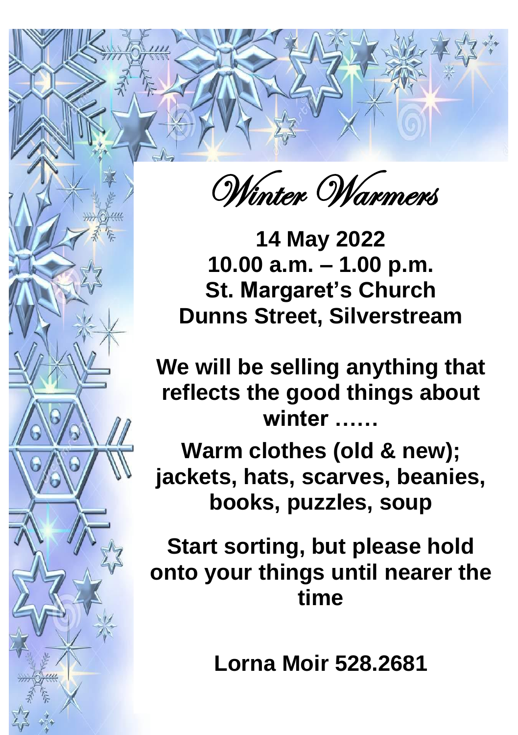# Winter Warmers

**14 May 2022**
**10.00 a.m. – 1.00 p.m.**
**St. Margaret's Church**
**Dunns Street, Silverstream**

**We will be selling anything that reflects the good things about winter ……**

**Warm clothes (old & new); jackets, hats, scarves, beanies, books, puzzles, soup**

**Start sorting, but please hold onto your things until nearer the time**

**Lorna Moir 528.2681**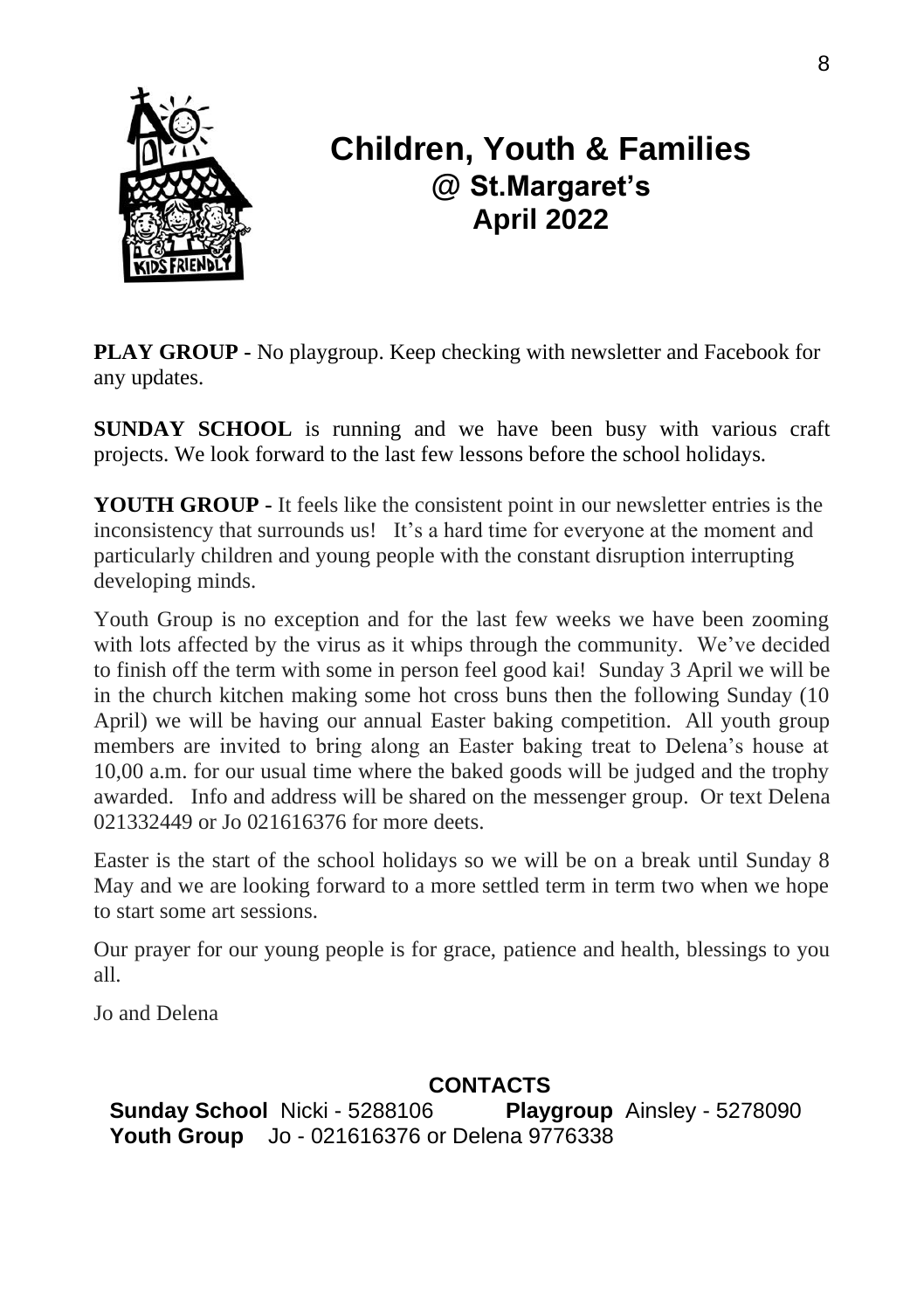# Children, Youth & Families
## @ St.Margaret's
## April 2022

**PLAY GROUP -** No playgroup. Keep checking with newsletter and Facebook for any updates.

**SUNDAY SCHOOL** is running and we have been busy with various craft projects. We look forward to the last few lessons before the school holidays.

**YOUTH GROUP -** It feels like the consistent point in our newsletter entries is the inconsistency that surrounds us! It's a hard time for everyone at the moment and particularly children and young people with the constant disruption interrupting developing minds.

Youth Group is no exception and for the last few weeks we have been zooming with lots affected by the virus as it whips through the community. We've decided to finish off the term with some in person feel good kai! Sunday 3 April we will be in the church kitchen making some hot cross buns then the following Sunday (10 April) we will be having our annual Easter baking competition. All youth group members are invited to bring along an Easter baking treat to Delena's house at 10,00 a.m. for our usual time where the baked goods will be judged and the trophy awarded. Info and address will be shared on the messenger group. Or text Delena 021332449 or Jo 021616376 for more deets.

Easter is the start of the school holidays so we will be on a break until Sunday 8 May and we are looking forward to a more settled term in term two when we hope to start some art sessions.

Our prayer for our young people is for grace, patience and health, blessings to you all.

Jo and Delena

**CONTACTS**

**Sunday School** Nicki - 5288106 **Playgroup** Ainsley - 5278090
**Youth Group** Jo - 021616376 or Delena 9776338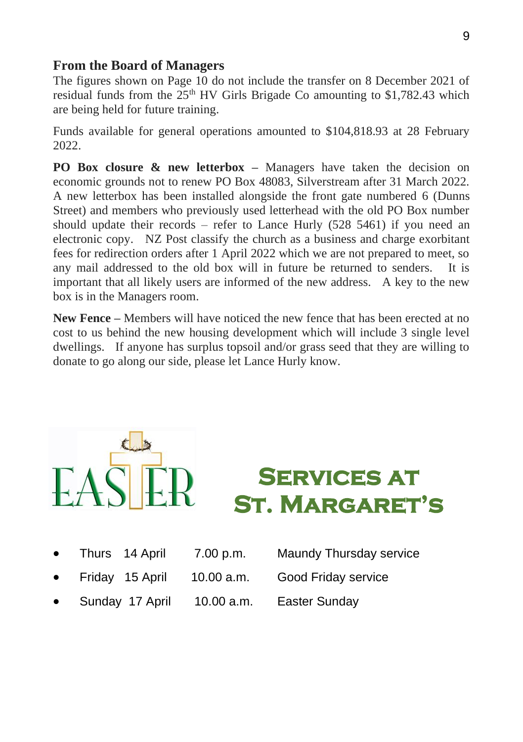## From the Board of Managers

The figures shown on Page 10 do not include the transfer on 8 December 2021 of residual funds from the 25th HV Girls Brigade Co amounting to $1,782.43 which are being held for future training.

Funds available for general operations amounted to $104,818.93 at 28 February 2022.

**PO Box closure & new letterbox** – Managers have taken the decision on economic grounds not to renew PO Box 48083, Silverstream after 31 March 2022. A new letterbox has been installed alongside the front gate numbered 6 (Dunns Street) and members who previously used letterhead with the old PO Box number should update their records – refer to Lance Hurly (528 5461) if you need an electronic copy. NZ Post classify the church as a business and charge exorbitant fees for redirection orders after 1 April 2022 which we are not prepared to meet, so any mail addressed to the old box will in future be returned to senders. It is important that all likely users are informed of the new address. A key to the new box is in the Managers room.

**New Fence** – Members will have noticed the new fence that has been erected at no cost to us behind the new housing development which will include 3 single level dwellings. If anyone has surplus topsoil and/or grass seed that they are willing to donate to go along our side, please let Lance Hurly know.

## EASTER Services at St. Margaret's

- Thurs 14 April 7.00 p.m. Maundy Thursday service
- Friday 15 April 10.00 a.m. Good Friday service
- Sunday 17 April 10.00 a.m. Easter Sunday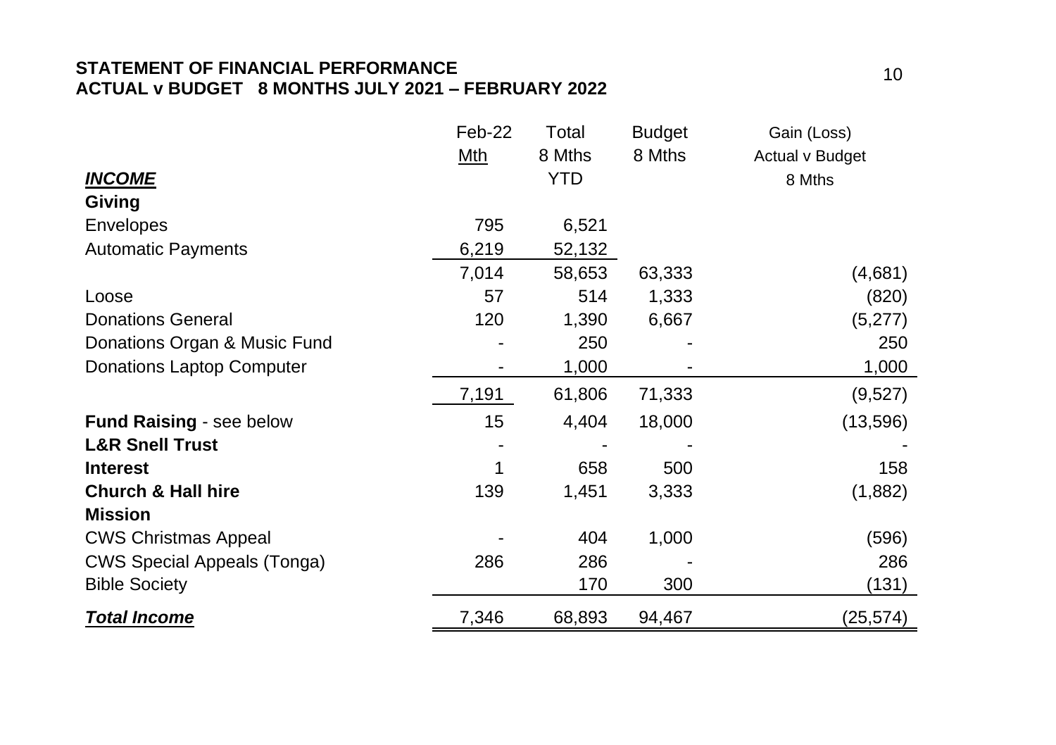**STATEMENT OF FINANCIAL PERFORMANCE**
**ACTUAL v BUDGET 8 MONTHS JULY 2021 – FEBRUARY 2022**

| | Feb-22 Mth | Total 8 Mths YTD | Budget 8 Mths | Gain (Loss) Actual v Budget 8 Mths |
|---|---|---|---|---|
| ***INCOME*** | | | | |
| **Giving** | | | | |
| Envelopes | 795 | 6,521 | | |
| Automatic Payments | 6,219 | 52,132 | | |
| | 7,014 | 58,653 | 63,333 | (4,681) |
| Loose | 57 | 514 | 1,333 | (820) |
| Donations General | 120 | 1,390 | 6,667 | (5,277) |
| Donations Organ & Music Fund | - | 250 | - | 250 |
| Donations Laptop Computer | - | 1,000 | - | 1,000 |
| | 7,191 | 61,806 | 71,333 | (9,527) |
| **Fund Raising** - see below | 15 | 4,404 | 18,000 | (13,596) |
| **L&R Snell Trust** | - | - | - | - |
| **Interest** | 1 | 658 | 500 | 158 |
| **Church & Hall hire** | 139 | 1,451 | 3,333 | (1,882) |
| **Mission** | | | | |
| CWS Christmas Appeal | - | 404 | 1,000 | (596) |
| CWS Special Appeals (Tonga) | 286 | 286 | - | 286 |
| Bible Society | | 170 | 300 | (131) |
| ***Total Income*** | 7,346 | 68,893 | 94,467 | (25,574) |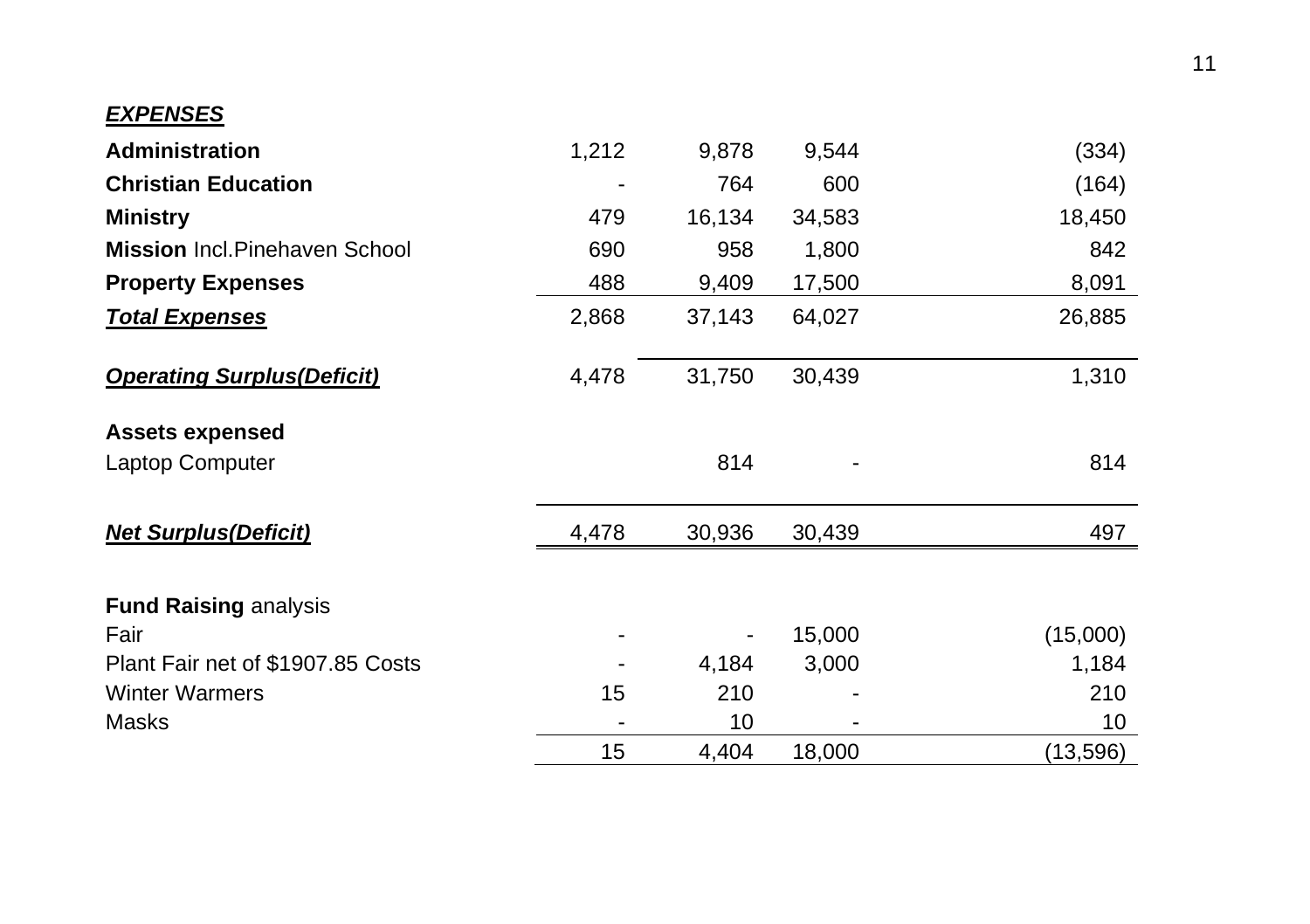| ***EXPENSES*** | | | | |
|---|---|---|---|---|
| **Administration** | 1,212 | 9,878 | 9,544 | (334) |
| **Christian Education** | - | 764 | 600 | (164) |
| **Ministry** | 479 | 16,134 | 34,583 | 18,450 |
| **Mission** Incl.Pinehaven School | 690 | 958 | 1,800 | 842 |
| **Property Expenses** | 488 | 9,409 | 17,500 | 8,091 |
| ***Total Expenses*** | 2,868 | 37,143 | 64,027 | 26,885 |
| | | | | |
| ***Operating Surplus(Deficit)*** | 4,478 | 31,750 | 30,439 | 1,310 |
| | | | | |
| **Assets expensed** | | | | |
| Laptop Computer | | 814 | - | 814 |
| | | | | |
| ***Net Surplus(Deficit)*** | 4,478 | 30,936 | 30,439 | 497 |

| **Fund Raising** analysis | | | | |
|---|---|---|---|---|
| Fair | - | - | 15,000 | (15,000) |
| Plant Fair net of $1907.85 Costs | - | 4,184 | 3,000 | 1,184 |
| Winter Warmers | 15 | 210 | - | 210 |
| Masks | - | 10 | - | 10 |
| | 15 | 4,404 | 18,000 | (13,596) |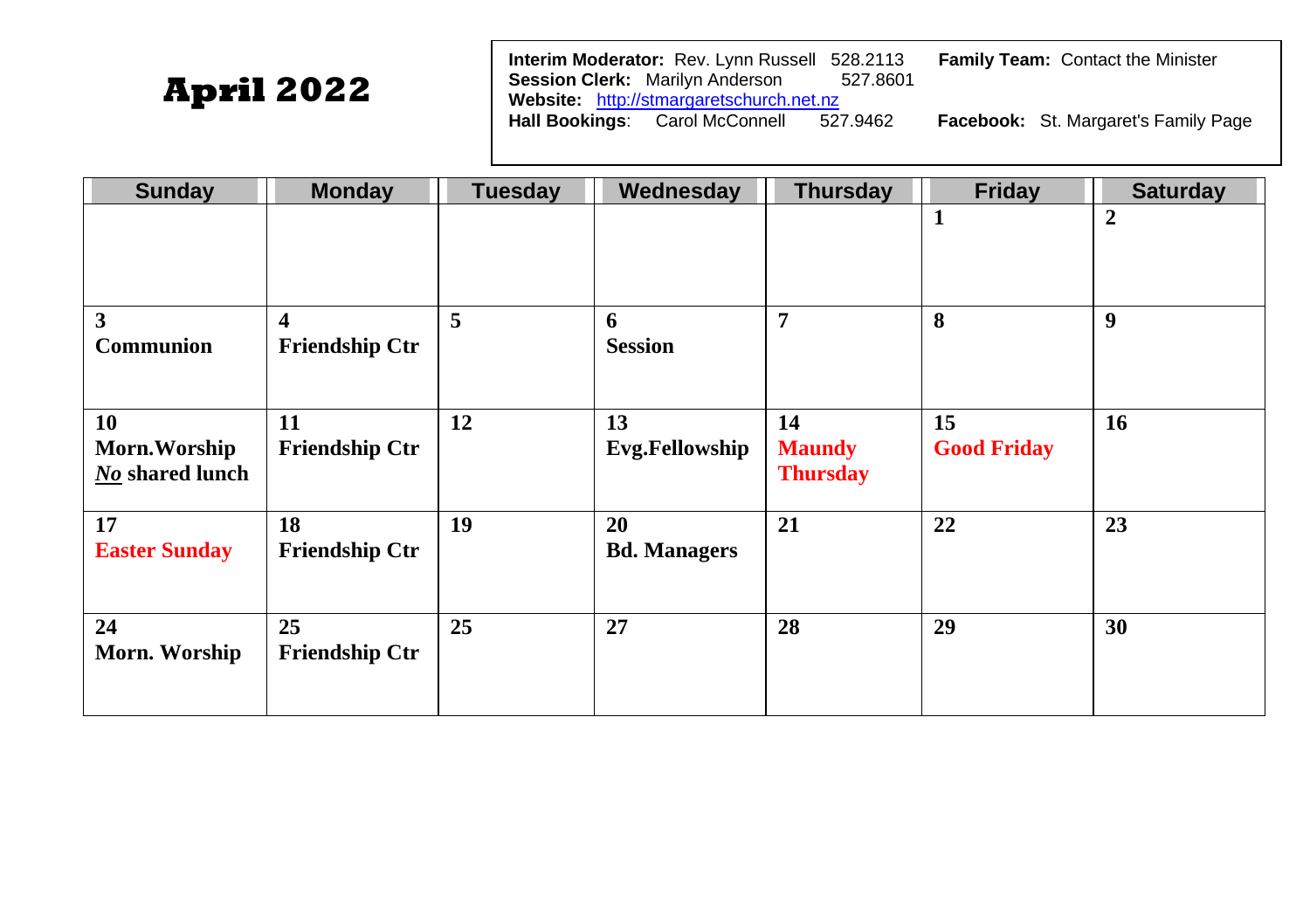# April 2022

**Interim Moderator:** Rev. Lynn Russell 528.2113
**Session Clerk:** Marilyn Anderson 527.8601
**Website:** http://stmargaretschurch.net.nz
**Hall Bookings**: Carol McConnell 527.9462

**Family Team:** Contact the Minister
**Facebook:** St. Margaret's Family Page

| Sunday | Monday | Tuesday | Wednesday | Thursday | Friday | Saturday |
|---|---|---|---|---|---|---|
| | | | | | **1** | **2** |
| **3** **Communion** | **4** **Friendship Ctr** | **5** | **6** **Session** | **7** | **8** | **9** |
| **10** **Morn.Worship** ***No* shared lunch** | **11** **Friendship Ctr** | **12** | **13** **Evg.Fellowship** | **14** **Maundy Thursday** | **15** **Good Friday** | **16** |
| **17** **Easter Sunday** | **18** **Friendship Ctr** | **19** | **20** **Bd. Managers** | **21** | **22** | **23** |
| **24** **Morn. Worship** | **25** **Friendship Ctr** | **25** | **27** | **28** | **29** | **30** |